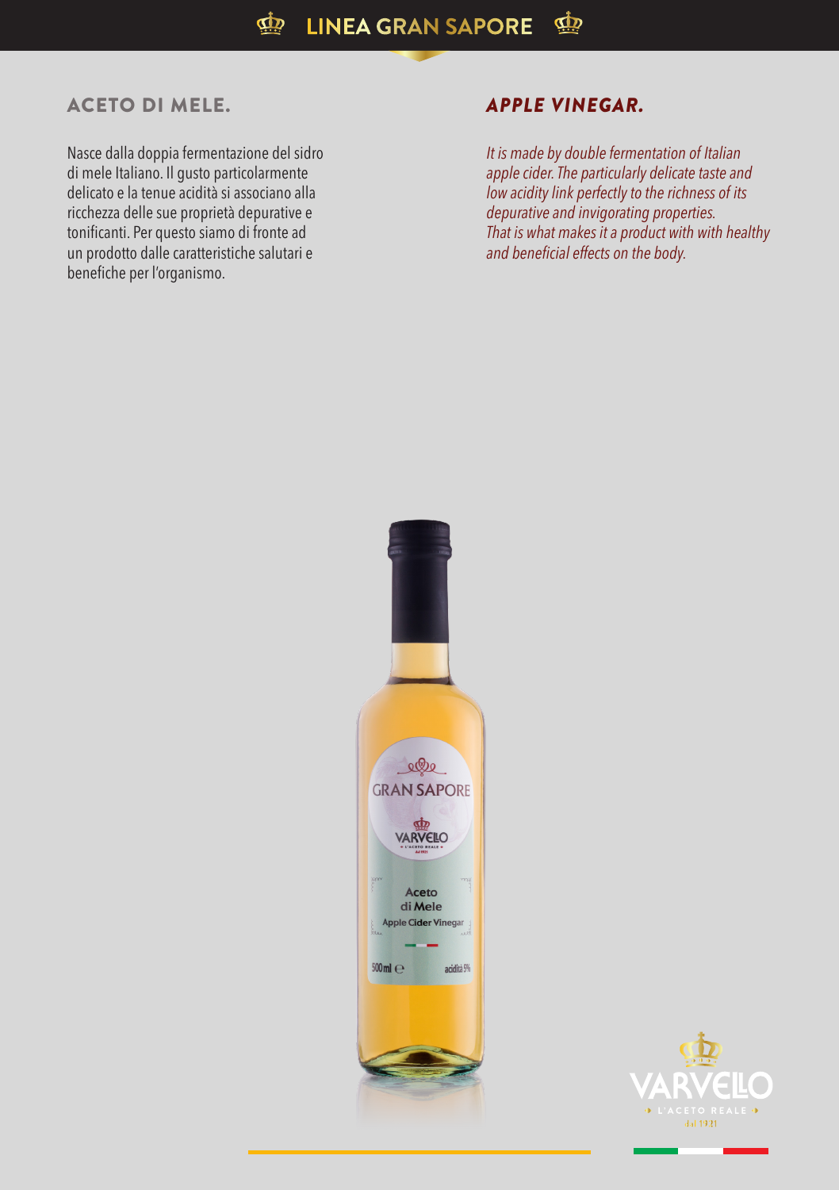# LINEA GRAN SAPORE

## ACETO DI MELE.

Nasce dalla doppia fermentazione del sidro di mele Italiano. Il gusto particolarmente delicato e la tenue acidità si associano alla ricchezza delle sue proprietà depurative e tonificanti. Per questo siamo di fronte ad un prodotto dalle caratteristiche salutari e benefiche per l'organismo.

## *APPLE VINEGAR.*

*It is made by double fermentation of Italian apple cider. The particularly delicate taste and low acidity link perfectly to the richness of its depurative and invigorating properties. That is what makes it a product with with healthy and beneficial effects on the body.*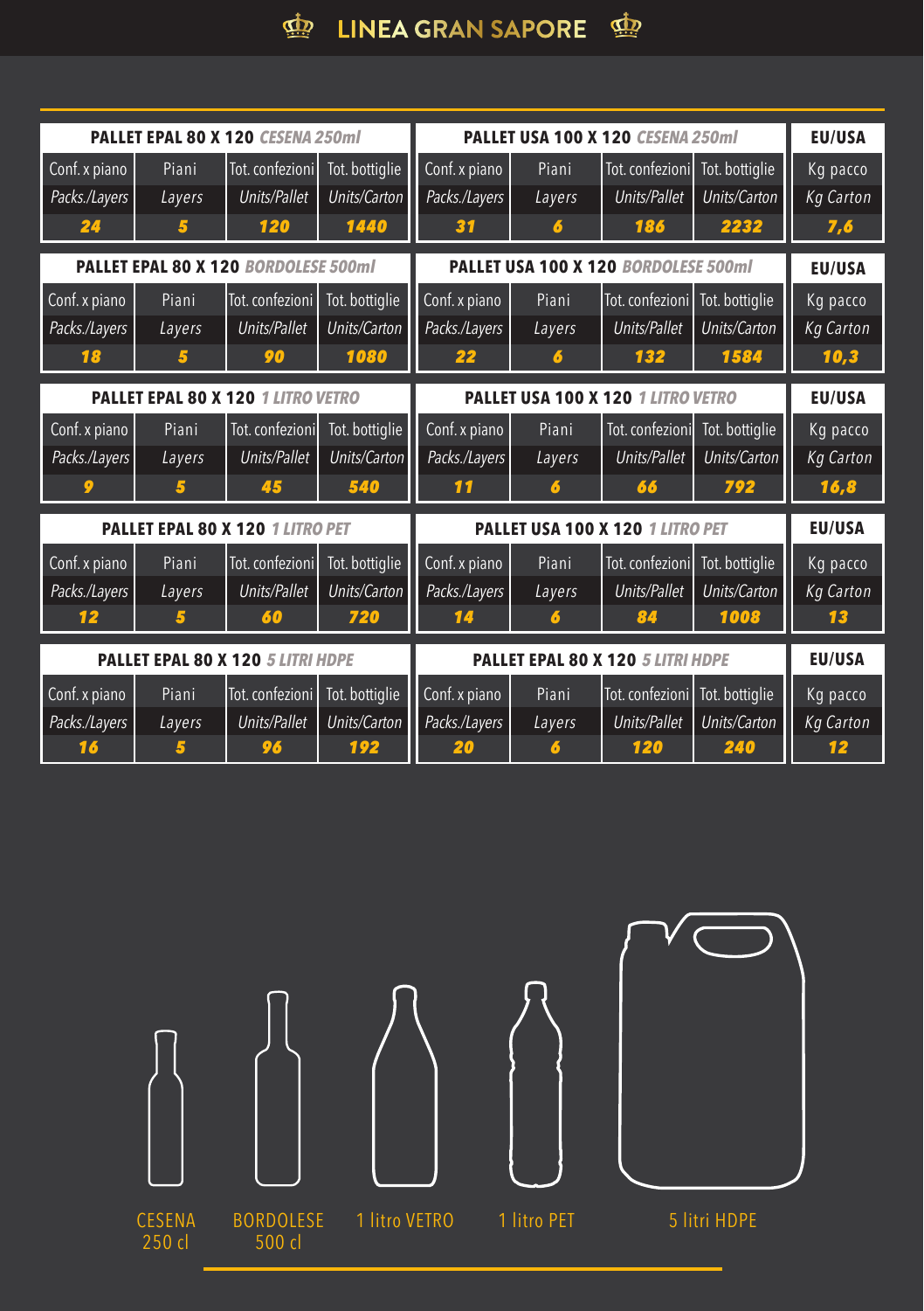# LINEA GRAN SAPORE

| PALLET EPAL 80 X 120 *CESENA 250ml* | | | | PALLET USA 100 X 120 *CESENA 250ml* | | | | EU/USA |
|---|---|---|---|---|---|---|---|---|
| Conf. x piano | Piani | Tot. confezioni | Tot. bottiglie | Conf. x piano | Piani | Tot. confezioni | Tot. bottiglie | Kg pacco |
| *Packs./Layers* | *Layers* | *Units/Pallet* | *Units/Carton* | *Packs./Layers* | *Layers* | *Units/Pallet* | *Units/Carton* | *Kg Carton* |
| **24** | **5** | **120** | **1440** | **31** | **6** | **186** | **2232** | **7,6** |

| PALLET EPAL 80 X 120 *BORDOLESE 500ml* | | | | PALLET USA 100 X 120 *BORDOLESE 500ml* | | | | EU/USA |
|---|---|---|---|---|---|---|---|---|
| Conf. x piano | Piani | Tot. confezioni | Tot. bottiglie | Conf. x piano | Piani | Tot. confezioni | Tot. bottiglie | Kg pacco |
| *Packs./Layers* | *Layers* | *Units/Pallet* | *Units/Carton* | *Packs./Layers* | *Layers* | *Units/Pallet* | *Units/Carton* | *Kg Carton* |
| **18** | **5** | **90** | **1080** | **22** | **6** | **132** | **1584** | **10,3** |

| PALLET EPAL 80 X 120 *1 LITRO VETRO* | | | | PALLET USA 100 X 120 *1 LITRO VETRO* | | | | EU/USA |
|---|---|---|---|---|---|---|---|---|
| Conf. x piano | Piani | Tot. confezioni | Tot. bottiglie | Conf. x piano | Piani | Tot. confezioni | Tot. bottiglie | Kg pacco |
| *Packs./Layers* | *Layers* | *Units/Pallet* | *Units/Carton* | *Packs./Layers* | *Layers* | *Units/Pallet* | *Units/Carton* | *Kg Carton* |
| **9** | **5** | **45** | **540** | **11** | **6** | **66** | **792** | **16,8** |

| PALLET EPAL 80 X 120 *1 LITRO PET* | | | | PALLET USA 100 X 120 *1 LITRO PET* | | | | EU/USA |
|---|---|---|---|---|---|---|---|---|
| Conf. x piano | Piani | Tot. confezioni | Tot. bottiglie | Conf. x piano | Piani | Tot. confezioni | Tot. bottiglie | Kg pacco |
| *Packs./Layers* | *Layers* | *Units/Pallet* | *Units/Carton* | *Packs./Layers* | *Layers* | *Units/Pallet* | *Units/Carton* | *Kg Carton* |
| **12** | **5** | **60** | **720** | **14** | **6** | **84** | **1008** | **13** |

| PALLET EPAL 80 X 120 *5 LITRI HDPE* | | | | PALLET EPAL 80 X 120 *5 LITRI HDPE* | | | | EU/USA |
|---|---|---|---|---|---|---|---|---|
| Conf. x piano | Piani | Tot. confezioni | Tot. bottiglie | Conf. x piano | Piani | Tot. confezioni | Tot. bottiglie | Kg pacco |
| *Packs./Layers* | *Layers* | *Units/Pallet* | *Units/Carton* | *Packs./Layers* | *Layers* | *Units/Pallet* | *Units/Carton* | *Kg Carton* |
| **16** | **5** | **96** | **192** | **20** | **6** | **120** | **240** | **12** |

CESENA 250 cl

BORDOLESE 500 cl

1 litro VETRO

1 litro PET

5 litri HDPE